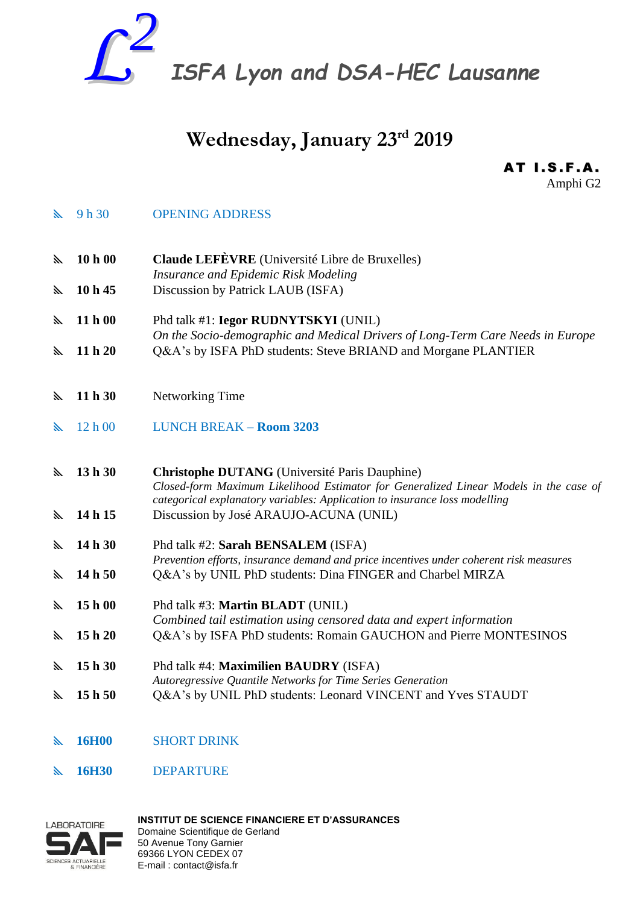# $L^2$ ISFA Lyon and DSA-HEC Lausanne

## Wednesday, January 23rd 2019

**AT I.S.F.A.**
Amphi G2

- 9 h 30 — OPENING ADDRESS

- **10 h 00** — **Claude LEFÈVRE** (Université Libre de Bruxelles)
  *Insurance and Epidemic Risk Modeling*
- **10 h 45** — Discussion by Patrick LAUB (ISFA)

- **11 h 00** — Phd talk #1: **Iegor RUDNYTSKYI** (UNIL)
  *On the Socio-demographic and Medical Drivers of Long-Term Care Needs in Europe*
- **11 h 20** — Q&A's by ISFA PhD students: Steve BRIAND and Morgane PLANTIER

- **11 h 30** — Networking Time

- 12 h 00 — LUNCH BREAK – **Room 3203**

- **13 h 30** — **Christophe DUTANG** (Université Paris Dauphine)
  *Closed-form Maximum Likelihood Estimator for Generalized Linear Models in the case of categorical explanatory variables: Application to insurance loss modelling*
- **14 h 15** — Discussion by José ARAUJO-ACUNA (UNIL)

- **14 h 30** — Phd talk #2: **Sarah BENSALEM** (ISFA)
  *Prevention efforts, insurance demand and price incentives under coherent risk measures*
- **14 h 50** — Q&A's by UNIL PhD students: Dina FINGER and Charbel MIRZA

- **15 h 00** — Phd talk #3: **Martin BLADT** (UNIL)
  *Combined tail estimation using censored data and expert information*
- **15 h 20** — Q&A's by ISFA PhD students: Romain GAUCHON and Pierre MONTESINOS

- **15 h 30** — Phd talk #4: **Maximilien BAUDRY** (ISFA)
  *Autoregressive Quantile Networks for Time Series Generation*
- **15 h 50** — Q&A's by UNIL PhD students: Leonard VINCENT and Yves STAUDT

- **16H00** — SHORT DRINK

- **16H30** — DEPARTURE

LABORATOIRE SAF SCIENCES ACTUARIELLE & FINANCIÈRE

**INSTITUT DE SCIENCE FINANCIERE ET D'ASSURANCES**
Domaine Scientifique de Gerland
50 Avenue Tony Garnier
69366 LYON CEDEX 07
E-mail : contact@isfa.fr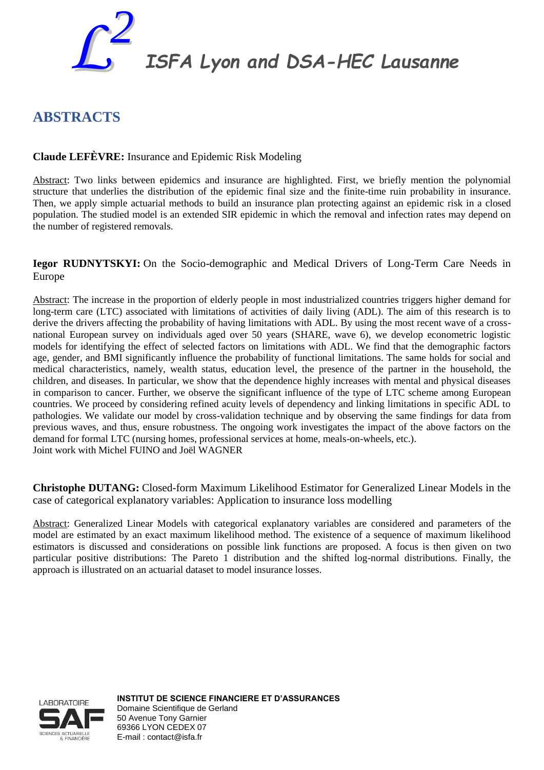## ABSTRACTS

**Claude LEFÈVRE:** Insurance and Epidemic Risk Modeling

Abstract: Two links between epidemics and insurance are highlighted. First, we briefly mention the polynomial structure that underlies the distribution of the epidemic final size and the finite-time ruin probability in insurance. Then, we apply simple actuarial methods to build an insurance plan protecting against an epidemic risk in a closed population. The studied model is an extended SIR epidemic in which the removal and infection rates may depend on the number of registered removals.

**Iegor RUDNYTSKYI:** On the Socio-demographic and Medical Drivers of Long-Term Care Needs in Europe

Abstract: The increase in the proportion of elderly people in most industrialized countries triggers higher demand for long-term care (LTC) associated with limitations of activities of daily living (ADL). The aim of this research is to derive the drivers affecting the probability of having limitations with ADL. By using the most recent wave of a cross-national European survey on individuals aged over 50 years (SHARE, wave 6), we develop econometric logistic models for identifying the effect of selected factors on limitations with ADL. We find that the demographic factors age, gender, and BMI significantly influence the probability of functional limitations. The same holds for social and medical characteristics, namely, wealth status, education level, the presence of the partner in the household, the children, and diseases. In particular, we show that the dependence highly increases with mental and physical diseases in comparison to cancer. Further, we observe the significant influence of the type of LTC scheme among European countries. We proceed by considering refined acuity levels of dependency and linking limitations in specific ADL to pathologies. We validate our model by cross-validation technique and by observing the same findings for data from previous waves, and thus, ensure robustness. The ongoing work investigates the impact of the above factors on the demand for formal LTC (nursing homes, professional services at home, meals-on-wheels, etc.).
Joint work with Michel FUINO and Joël WAGNER

**Christophe DUTANG:** Closed-form Maximum Likelihood Estimator for Generalized Linear Models in the case of categorical explanatory variables: Application to insurance loss modelling

Abstract: Generalized Linear Models with categorical explanatory variables are considered and parameters of the model are estimated by an exact maximum likelihood method. The existence of a sequence of maximum likelihood estimators is discussed and considerations on possible link functions are proposed. A focus is then given on two particular positive distributions: The Pareto 1 distribution and the shifted log-normal distributions. Finally, the approach is illustrated on an actuarial dataset to model insurance losses.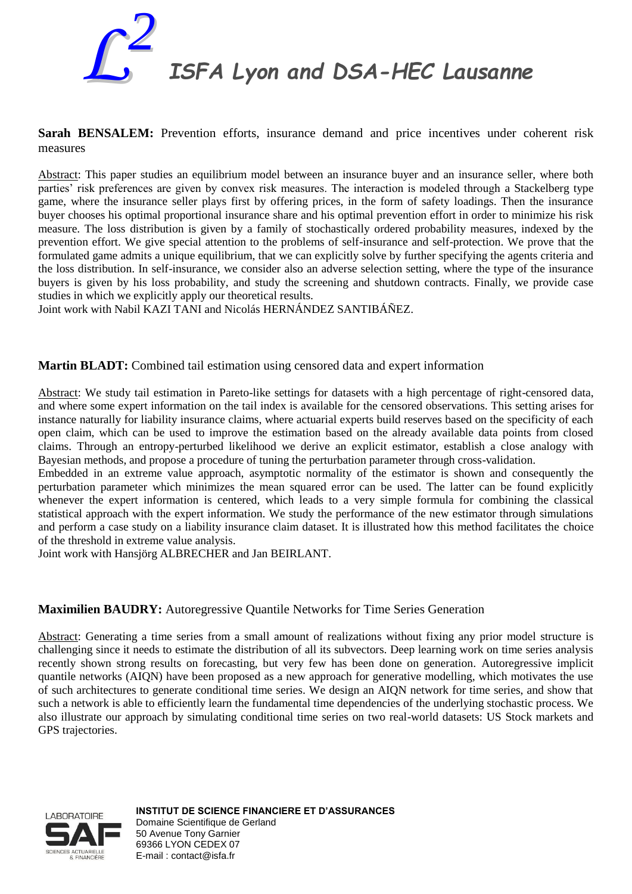# $\mathcal{L}^2$ ISFA Lyon and DSA-HEC Lausanne

**Sarah BENSALEM:** Prevention efforts, insurance demand and price incentives under coherent risk measures

Abstract: This paper studies an equilibrium model between an insurance buyer and an insurance seller, where both parties' risk preferences are given by convex risk measures. The interaction is modeled through a Stackelberg type game, where the insurance seller plays first by offering prices, in the form of safety loadings. Then the insurance buyer chooses his optimal proportional insurance share and his optimal prevention effort in order to minimize his risk measure. The loss distribution is given by a family of stochastically ordered probability measures, indexed by the prevention effort. We give special attention to the problems of self-insurance and self-protection. We prove that the formulated game admits a unique equilibrium, that we can explicitly solve by further specifying the agents criteria and the loss distribution. In self-insurance, we consider also an adverse selection setting, where the type of the insurance buyers is given by his loss probability, and study the screening and shutdown contracts. Finally, we provide case studies in which we explicitly apply our theoretical results.
Joint work with Nabil KAZI TANI and Nicolás HERNÁNDEZ SANTIBÁÑEZ.

**Martin BLADT:** Combined tail estimation using censored data and expert information

Abstract: We study tail estimation in Pareto-like settings for datasets with a high percentage of right-censored data, and where some expert information on the tail index is available for the censored observations. This setting arises for instance naturally for liability insurance claims, where actuarial experts build reserves based on the specificity of each open claim, which can be used to improve the estimation based on the already available data points from closed claims. Through an entropy-perturbed likelihood we derive an explicit estimator, establish a close analogy with Bayesian methods, and propose a procedure of tuning the perturbation parameter through cross-validation.
Embedded in an extreme value approach, asymptotic normality of the estimator is shown and consequently the perturbation parameter which minimizes the mean squared error can be used. The latter can be found explicitly whenever the expert information is centered, which leads to a very simple formula for combining the classical statistical approach with the expert information. We study the performance of the new estimator through simulations and perform a case study on a liability insurance claim dataset. It is illustrated how this method facilitates the choice of the threshold in extreme value analysis.
Joint work with Hansjörg ALBRECHER and Jan BEIRLANT.

**Maximilien BAUDRY:** Autoregressive Quantile Networks for Time Series Generation

Abstract: Generating a time series from a small amount of realizations without fixing any prior model structure is challenging since it needs to estimate the distribution of all its subvectors. Deep learning work on time series analysis recently shown strong results on forecasting, but very few has been done on generation. Autoregressive implicit quantile networks (AIQN) have been proposed as a new approach for generative modelling, which motivates the use of such architectures to generate conditional time series. We design an AIQN network for time series, and show that such a network is able to efficiently learn the fundamental time dependencies of the underlying stochastic process. We also illustrate our approach by simulating conditional time series on two real-world datasets: US Stock markets and GPS trajectories.

LABORATOIRE SAF SCIENCES ACTUARIELLE & FINANCIÈRE

**INSTITUT DE SCIENCE FINANCIERE ET D'ASSURANCES**
Domaine Scientifique de Gerland
50 Avenue Tony Garnier
69366 LYON CEDEX 07
E-mail : contact@isfa.fr